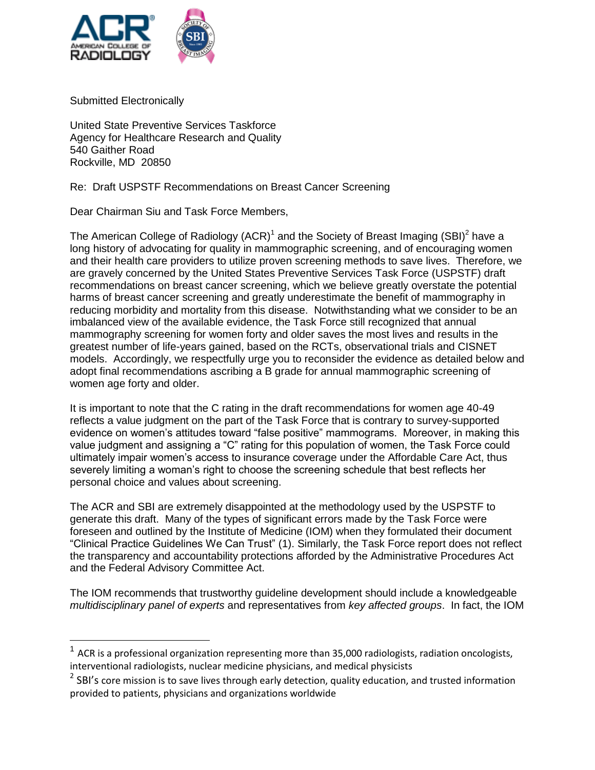Submitted Electronically

United State Preventive Services Taskforce
Agency for Healthcare Research and Quality
540 Gaither Road
Rockville, MD 20850

Re: Draft USPSTF Recommendations on Breast Cancer Screening

Dear Chairman Siu and Task Force Members,

The American College of Radiology (ACR)[1] and the Society of Breast Imaging (SBI)[2] have a long history of advocating for quality in mammographic screening, and of encouraging women and their health care providers to utilize proven screening methods to save lives. Therefore, we are gravely concerned by the United States Preventive Services Task Force (USPSTF) draft recommendations on breast cancer screening, which we believe greatly overstate the potential harms of breast cancer screening and greatly underestimate the benefit of mammography in reducing morbidity and mortality from this disease. Notwithstanding what we consider to be an imbalanced view of the available evidence, the Task Force still recognized that annual mammography screening for women forty and older saves the most lives and results in the greatest number of life-years gained, based on the RCTs, observational trials and CISNET models. Accordingly, we respectfully urge you to reconsider the evidence as detailed below and adopt final recommendations ascribing a B grade for annual mammographic screening of women age forty and older.

It is important to note that the C rating in the draft recommendations for women age 40-49 reflects a value judgment on the part of the Task Force that is contrary to survey-supported evidence on women's attitudes toward "false positive" mammograms. Moreover, in making this value judgment and assigning a "C" rating for this population of women, the Task Force could ultimately impair women's access to insurance coverage under the Affordable Care Act, thus severely limiting a woman's right to choose the screening schedule that best reflects her personal choice and values about screening.

The ACR and SBI are extremely disappointed at the methodology used by the USPSTF to generate this draft. Many of the types of significant errors made by the Task Force were foreseen and outlined by the Institute of Medicine (IOM) when they formulated their document "Clinical Practice Guidelines We Can Trust" (1). Similarly, the Task Force report does not reflect the transparency and accountability protections afforded by the Administrative Procedures Act and the Federal Advisory Committee Act.

The IOM recommends that trustworthy guideline development should include a knowledgeable *multidisciplinary panel of experts* and representatives from *key affected groups*. In fact, the IOM

---

[1] ACR is a professional organization representing more than 35,000 radiologists, radiation oncologists, interventional radiologists, nuclear medicine physicians, and medical physicists

[2] SBI's core mission is to save lives through early detection, quality education, and trusted information provided to patients, physicians and organizations worldwide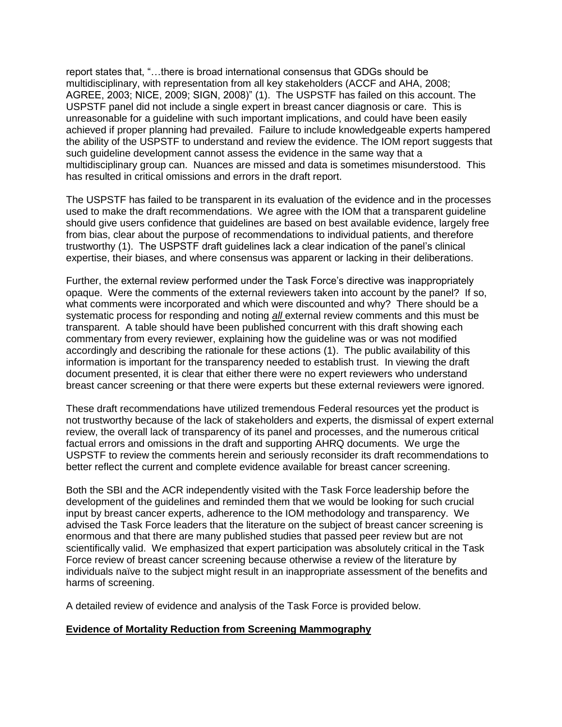report states that, "…there is broad international consensus that GDGs should be multidisciplinary, with representation from all key stakeholders (ACCF and AHA, 2008; AGREE, 2003; NICE, 2009; SIGN, 2008)" (1). The USPSTF has failed on this account. The USPSTF panel did not include a single expert in breast cancer diagnosis or care. This is unreasonable for a guideline with such important implications, and could have been easily achieved if proper planning had prevailed. Failure to include knowledgeable experts hampered the ability of the USPSTF to understand and review the evidence. The IOM report suggests that such guideline development cannot assess the evidence in the same way that a multidisciplinary group can. Nuances are missed and data is sometimes misunderstood. This has resulted in critical omissions and errors in the draft report.

The USPSTF has failed to be transparent in its evaluation of the evidence and in the processes used to make the draft recommendations. We agree with the IOM that a transparent guideline should give users confidence that guidelines are based on best available evidence, largely free from bias, clear about the purpose of recommendations to individual patients, and therefore trustworthy (1). The USPSTF draft guidelines lack a clear indication of the panel's clinical expertise, their biases, and where consensus was apparent or lacking in their deliberations.

Further, the external review performed under the Task Force's directive was inappropriately opaque. Were the comments of the external reviewers taken into account by the panel? If so, what comments were incorporated and which were discounted and why? There should be a systematic process for responding and noting *all* external review comments and this must be transparent. A table should have been published concurrent with this draft showing each commentary from every reviewer, explaining how the guideline was or was not modified accordingly and describing the rationale for these actions (1). The public availability of this information is important for the transparency needed to establish trust. In viewing the draft document presented, it is clear that either there were no expert reviewers who understand breast cancer screening or that there were experts but these external reviewers were ignored.

These draft recommendations have utilized tremendous Federal resources yet the product is not trustworthy because of the lack of stakeholders and experts, the dismissal of expert external review, the overall lack of transparency of its panel and processes, and the numerous critical factual errors and omissions in the draft and supporting AHRQ documents. We urge the USPSTF to review the comments herein and seriously reconsider its draft recommendations to better reflect the current and complete evidence available for breast cancer screening.

Both the SBI and the ACR independently visited with the Task Force leadership before the development of the guidelines and reminded them that we would be looking for such crucial input by breast cancer experts, adherence to the IOM methodology and transparency. We advised the Task Force leaders that the literature on the subject of breast cancer screening is enormous and that there are many published studies that passed peer review but are not scientifically valid. We emphasized that expert participation was absolutely critical in the Task Force review of breast cancer screening because otherwise a review of the literature by individuals naïve to the subject might result in an inappropriate assessment of the benefits and harms of screening.

A detailed review of evidence and analysis of the Task Force is provided below.

## **Evidence of Mortality Reduction from Screening Mammography**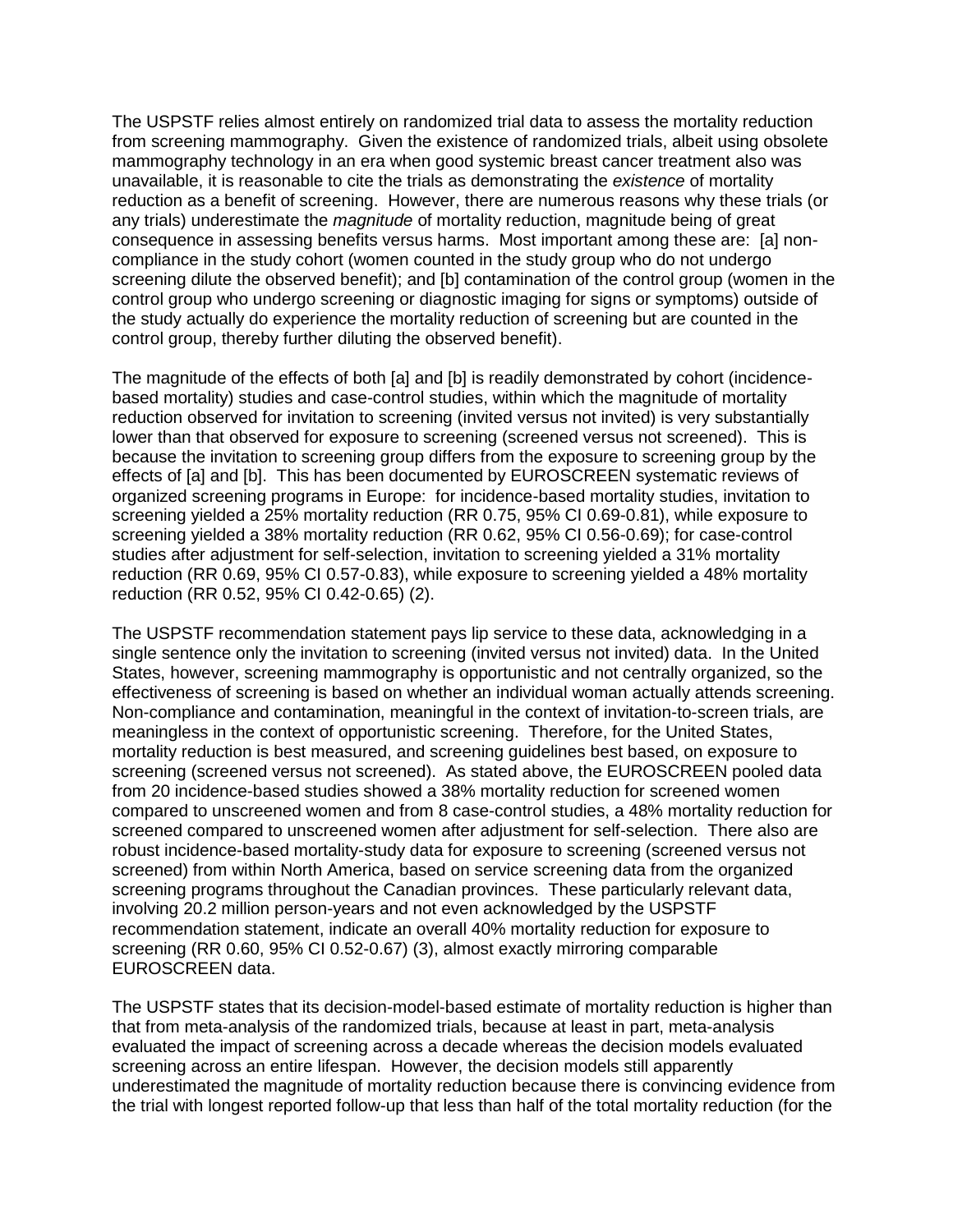The USPSTF relies almost entirely on randomized trial data to assess the mortality reduction from screening mammography. Given the existence of randomized trials, albeit using obsolete mammography technology in an era when good systemic breast cancer treatment also was unavailable, it is reasonable to cite the trials as demonstrating the *existence* of mortality reduction as a benefit of screening. However, there are numerous reasons why these trials (or any trials) underestimate the *magnitude* of mortality reduction, magnitude being of great consequence in assessing benefits versus harms. Most important among these are: [a] non-compliance in the study cohort (women counted in the study group who do not undergo screening dilute the observed benefit); and [b] contamination of the control group (women in the control group who undergo screening or diagnostic imaging for signs or symptoms) outside of the study actually do experience the mortality reduction of screening but are counted in the control group, thereby further diluting the observed benefit).

The magnitude of the effects of both [a] and [b] is readily demonstrated by cohort (incidence-based mortality) studies and case-control studies, within which the magnitude of mortality reduction observed for invitation to screening (invited versus not invited) is very substantially lower than that observed for exposure to screening (screened versus not screened). This is because the invitation to screening group differs from the exposure to screening group by the effects of [a] and [b]. This has been documented by EUROSCREEN systematic reviews of organized screening programs in Europe: for incidence-based mortality studies, invitation to screening yielded a 25% mortality reduction (RR 0.75, 95% CI 0.69-0.81), while exposure to screening yielded a 38% mortality reduction (RR 0.62, 95% CI 0.56-0.69); for case-control studies after adjustment for self-selection, invitation to screening yielded a 31% mortality reduction (RR 0.69, 95% CI 0.57-0.83), while exposure to screening yielded a 48% mortality reduction (RR 0.52, 95% CI 0.42-0.65) (2).

The USPSTF recommendation statement pays lip service to these data, acknowledging in a single sentence only the invitation to screening (invited versus not invited) data. In the United States, however, screening mammography is opportunistic and not centrally organized, so the effectiveness of screening is based on whether an individual woman actually attends screening. Non-compliance and contamination, meaningful in the context of invitation-to-screen trials, are meaningless in the context of opportunistic screening. Therefore, for the United States, mortality reduction is best measured, and screening guidelines best based, on exposure to screening (screened versus not screened). As stated above, the EUROSCREEN pooled data from 20 incidence-based studies showed a 38% mortality reduction for screened women compared to unscreened women and from 8 case-control studies, a 48% mortality reduction for screened compared to unscreened women after adjustment for self-selection. There also are robust incidence-based mortality-study data for exposure to screening (screened versus not screened) from within North America, based on service screening data from the organized screening programs throughout the Canadian provinces. These particularly relevant data, involving 20.2 million person-years and not even acknowledged by the USPSTF recommendation statement, indicate an overall 40% mortality reduction for exposure to screening (RR 0.60, 95% CI 0.52-0.67) (3), almost exactly mirroring comparable EUROSCREEN data.

The USPSTF states that its decision-model-based estimate of mortality reduction is higher than that from meta-analysis of the randomized trials, because at least in part, meta-analysis evaluated the impact of screening across a decade whereas the decision models evaluated screening across an entire lifespan. However, the decision models still apparently underestimated the magnitude of mortality reduction because there is convincing evidence from the trial with longest reported follow-up that less than half of the total mortality reduction (for the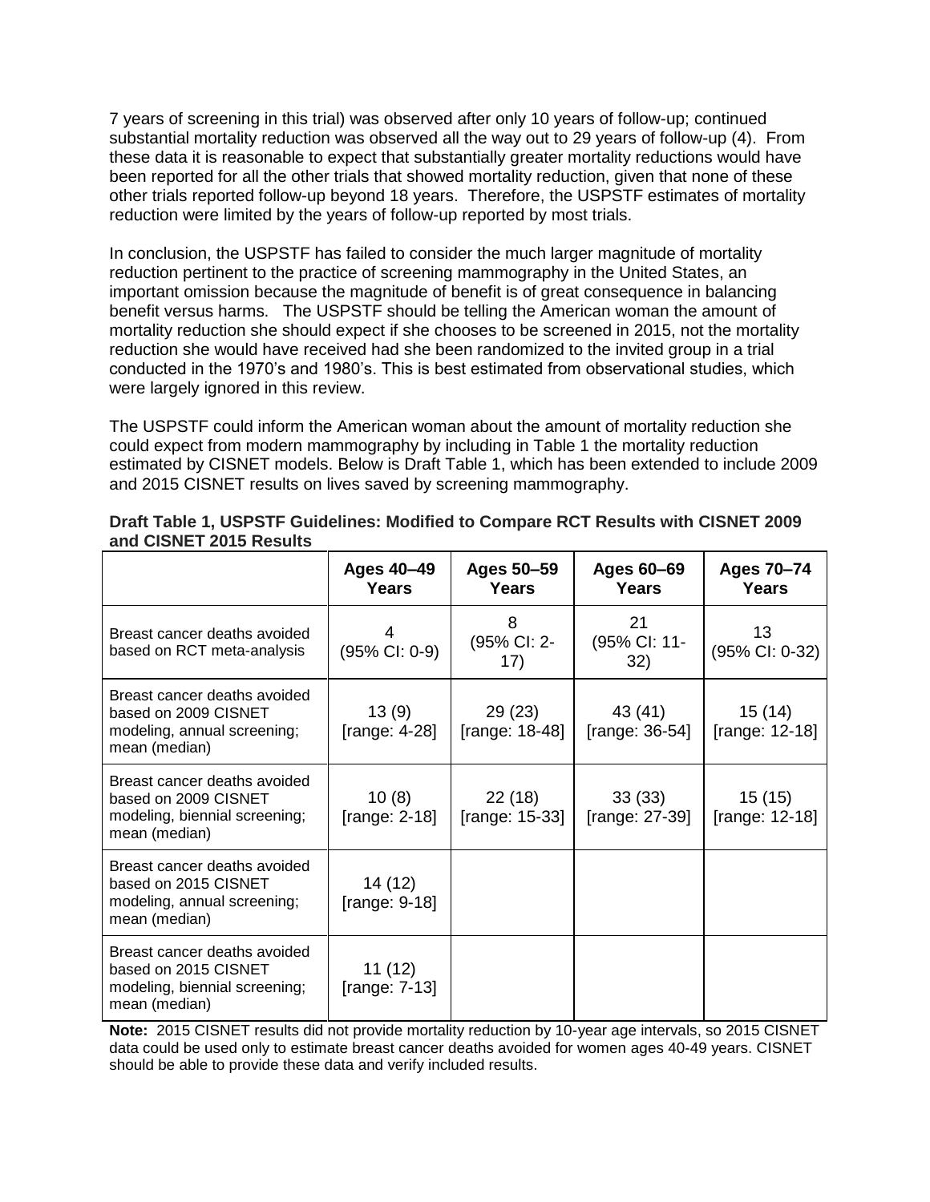7 years of screening in this trial) was observed after only 10 years of follow-up; continued substantial mortality reduction was observed all the way out to 29 years of follow-up (4). From these data it is reasonable to expect that substantially greater mortality reductions would have been reported for all the other trials that showed mortality reduction, given that none of these other trials reported follow-up beyond 18 years. Therefore, the USPSTF estimates of mortality reduction were limited by the years of follow-up reported by most trials.

In conclusion, the USPSTF has failed to consider the much larger magnitude of mortality reduction pertinent to the practice of screening mammography in the United States, an important omission because the magnitude of benefit is of great consequence in balancing benefit versus harms. The USPSTF should be telling the American woman the amount of mortality reduction she should expect if she chooses to be screened in 2015, not the mortality reduction she would have received had she been randomized to the invited group in a trial conducted in the 1970's and 1980's. This is best estimated from observational studies, which were largely ignored in this review.

The USPSTF could inform the American woman about the amount of mortality reduction she could expect from modern mammography by including in Table 1 the mortality reduction estimated by CISNET models. Below is Draft Table 1, which has been extended to include 2009 and 2015 CISNET results on lives saved by screening mammography.

**Draft Table 1, USPSTF Guidelines: Modified to Compare RCT Results with CISNET 2009 and CISNET 2015 Results**

| | Ages 40–49 Years | Ages 50–59 Years | Ages 60–69 Years | Ages 70–74 Years |
|---|---|---|---|---|
| Breast cancer deaths avoided based on RCT meta-analysis | 4 (95% CI: 0-9) | 8 (95% CI: 2-17) | 21 (95% CI: 11-32) | 13 (95% CI: 0-32) |
| Breast cancer deaths avoided based on 2009 CISNET modeling, annual screening; mean (median) | 13 (9) [range: 4-28] | 29 (23) [range: 18-48] | 43 (41) [range: 36-54] | 15 (14) [range: 12-18] |
| Breast cancer deaths avoided based on 2009 CISNET modeling, biennial screening; mean (median) | 10 (8) [range: 2-18] | 22 (18) [range: 15-33] | 33 (33) [range: 27-39] | 15 (15) [range: 12-18] |
| Breast cancer deaths avoided based on 2015 CISNET modeling, annual screening; mean (median) | 14 (12) [range: 9-18] | | | |
| Breast cancer deaths avoided based on 2015 CISNET modeling, biennial screening; mean (median) | 11 (12) [range: 7-13] | | | |

**Note:** 2015 CISNET results did not provide mortality reduction by 10-year age intervals, so 2015 CISNET data could be used only to estimate breast cancer deaths avoided for women ages 40-49 years. CISNET should be able to provide these data and verify included results.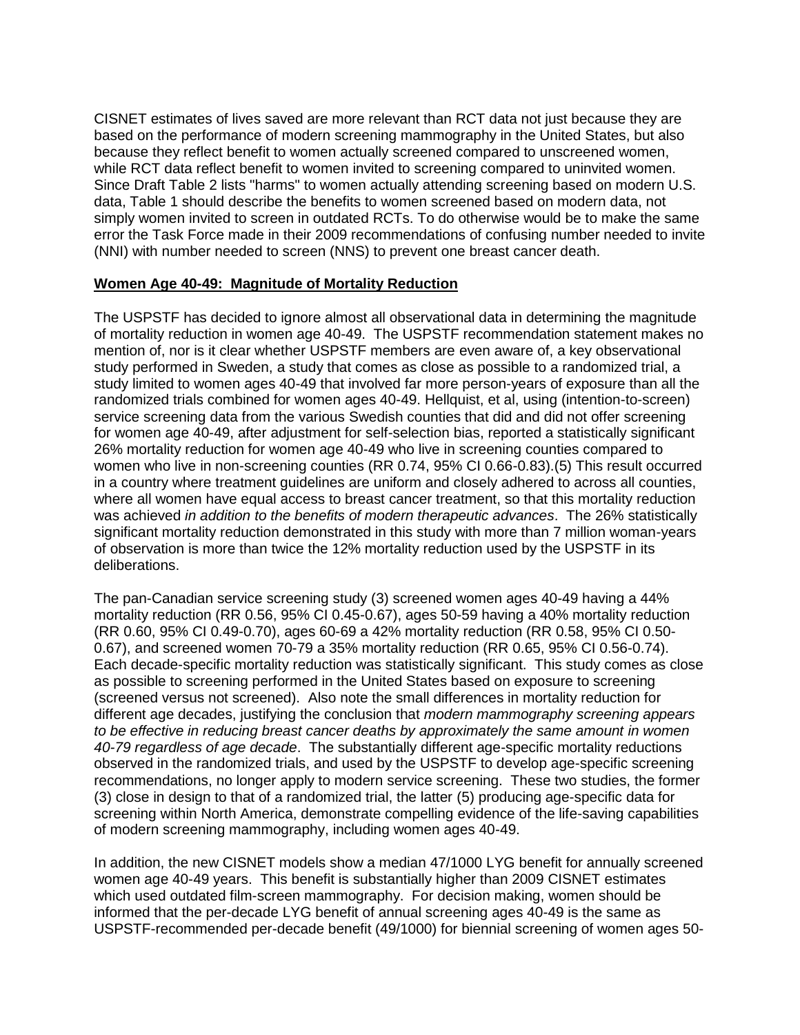CISNET estimates of lives saved are more relevant than RCT data not just because they are based on the performance of modern screening mammography in the United States, but also because they reflect benefit to women actually screened compared to unscreened women, while RCT data reflect benefit to women invited to screening compared to uninvited women. Since Draft Table 2 lists "harms" to women actually attending screening based on modern U.S. data, Table 1 should describe the benefits to women screened based on modern data, not simply women invited to screen in outdated RCTs. To do otherwise would be to make the same error the Task Force made in their 2009 recommendations of confusing number needed to invite (NNI) with number needed to screen (NNS) to prevent one breast cancer death.

**Women Age 40-49: Magnitude of Mortality Reduction**

The USPSTF has decided to ignore almost all observational data in determining the magnitude of mortality reduction in women age 40-49. The USPSTF recommendation statement makes no mention of, nor is it clear whether USPSTF members are even aware of, a key observational study performed in Sweden, a study that comes as close as possible to a randomized trial, a study limited to women ages 40-49 that involved far more person-years of exposure than all the randomized trials combined for women ages 40-49. Hellquist, et al, using (intention-to-screen) service screening data from the various Swedish counties that did and did not offer screening for women age 40-49, after adjustment for self-selection bias, reported a statistically significant 26% mortality reduction for women age 40-49 who live in screening counties compared to women who live in non-screening counties (RR 0.74, 95% CI 0.66-0.83).(5) This result occurred in a country where treatment guidelines are uniform and closely adhered to across all counties, where all women have equal access to breast cancer treatment, so that this mortality reduction was achieved *in addition to the benefits of modern therapeutic advances*. The 26% statistically significant mortality reduction demonstrated in this study with more than 7 million woman-years of observation is more than twice the 12% mortality reduction used by the USPSTF in its deliberations.

The pan-Canadian service screening study (3) screened women ages 40-49 having a 44% mortality reduction (RR 0.56, 95% CI 0.45-0.67), ages 50-59 having a 40% mortality reduction (RR 0.60, 95% CI 0.49-0.70), ages 60-69 a 42% mortality reduction (RR 0.58, 95% CI 0.50-0.67), and screened women 70-79 a 35% mortality reduction (RR 0.65, 95% CI 0.56-0.74). Each decade-specific mortality reduction was statistically significant. This study comes as close as possible to screening performed in the United States based on exposure to screening (screened versus not screened). Also note the small differences in mortality reduction for different age decades, justifying the conclusion that *modern mammography screening appears to be effective in reducing breast cancer deaths by approximately the same amount in women 40-79 regardless of age decade*. The substantially different age-specific mortality reductions observed in the randomized trials, and used by the USPSTF to develop age-specific screening recommendations, no longer apply to modern service screening. These two studies, the former (3) close in design to that of a randomized trial, the latter (5) producing age-specific data for screening within North America, demonstrate compelling evidence of the life-saving capabilities of modern screening mammography, including women ages 40-49.

In addition, the new CISNET models show a median 47/1000 LYG benefit for annually screened women age 40-49 years. This benefit is substantially higher than 2009 CISNET estimates which used outdated film-screen mammography. For decision making, women should be informed that the per-decade LYG benefit of annual screening ages 40-49 is the same as USPSTF-recommended per-decade benefit (49/1000) for biennial screening of women ages 50-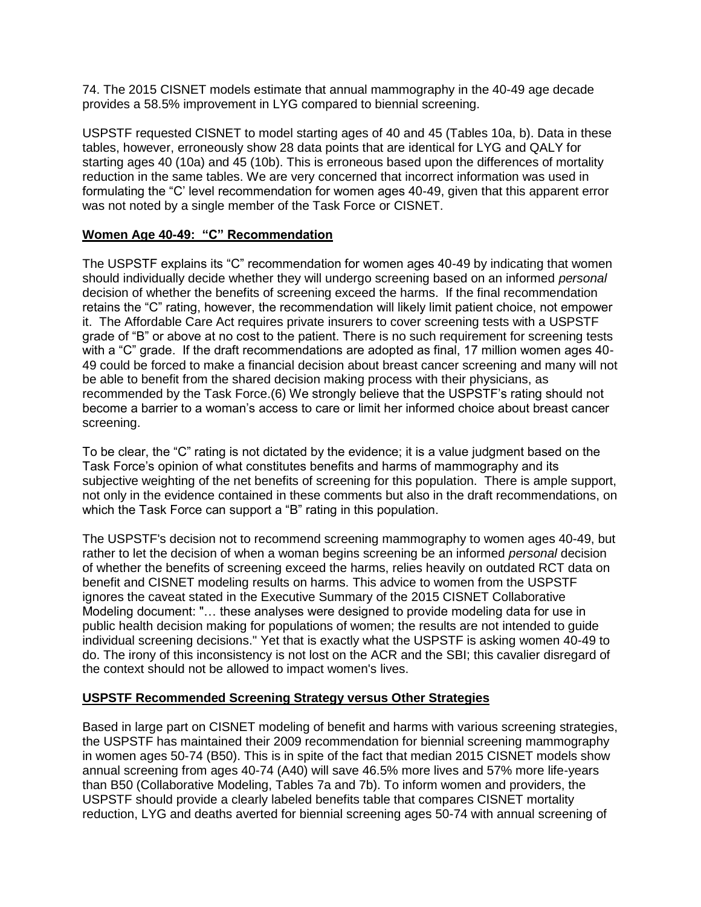74. The 2015 CISNET models estimate that annual mammography in the 40-49 age decade provides a 58.5% improvement in LYG compared to biennial screening.

USPSTF requested CISNET to model starting ages of 40 and 45 (Tables 10a, b). Data in these tables, however, erroneously show 28 data points that are identical for LYG and QALY for starting ages 40 (10a) and 45 (10b). This is erroneous based upon the differences of mortality reduction in the same tables. We are very concerned that incorrect information was used in formulating the "C' level recommendation for women ages 40-49, given that this apparent error was not noted by a single member of the Task Force or CISNET.

## Women Age 40-49: "C" Recommendation

The USPSTF explains its "C" recommendation for women ages 40-49 by indicating that women should individually decide whether they will undergo screening based on an informed *personal* decision of whether the benefits of screening exceed the harms. If the final recommendation retains the "C" rating, however, the recommendation will likely limit patient choice, not empower it. The Affordable Care Act requires private insurers to cover screening tests with a USPSTF grade of "B" or above at no cost to the patient. There is no such requirement for screening tests with a "C" grade. If the draft recommendations are adopted as final, 17 million women ages 40-49 could be forced to make a financial decision about breast cancer screening and many will not be able to benefit from the shared decision making process with their physicians, as recommended by the Task Force.(6) We strongly believe that the USPSTF's rating should not become a barrier to a woman's access to care or limit her informed choice about breast cancer screening.

To be clear, the "C" rating is not dictated by the evidence; it is a value judgment based on the Task Force's opinion of what constitutes benefits and harms of mammography and its subjective weighting of the net benefits of screening for this population. There is ample support, not only in the evidence contained in these comments but also in the draft recommendations, on which the Task Force can support a "B" rating in this population.

The USPSTF's decision not to recommend screening mammography to women ages 40-49, but rather to let the decision of when a woman begins screening be an informed *personal* decision of whether the benefits of screening exceed the harms, relies heavily on outdated RCT data on benefit and CISNET modeling results on harms. This advice to women from the USPSTF ignores the caveat stated in the Executive Summary of the 2015 CISNET Collaborative Modeling document: "… these analyses were designed to provide modeling data for use in public health decision making for populations of women; the results are not intended to guide individual screening decisions." Yet that is exactly what the USPSTF is asking women 40-49 to do. The irony of this inconsistency is not lost on the ACR and the SBI; this cavalier disregard of the context should not be allowed to impact women's lives.

## USPSTF Recommended Screening Strategy versus Other Strategies

Based in large part on CISNET modeling of benefit and harms with various screening strategies, the USPSTF has maintained their 2009 recommendation for biennial screening mammography in women ages 50-74 (B50). This is in spite of the fact that median 2015 CISNET models show annual screening from ages 40-74 (A40) will save 46.5% more lives and 57% more life-years than B50 (Collaborative Modeling, Tables 7a and 7b). To inform women and providers, the USPSTF should provide a clearly labeled benefits table that compares CISNET mortality reduction, LYG and deaths averted for biennial screening ages 50-74 with annual screening of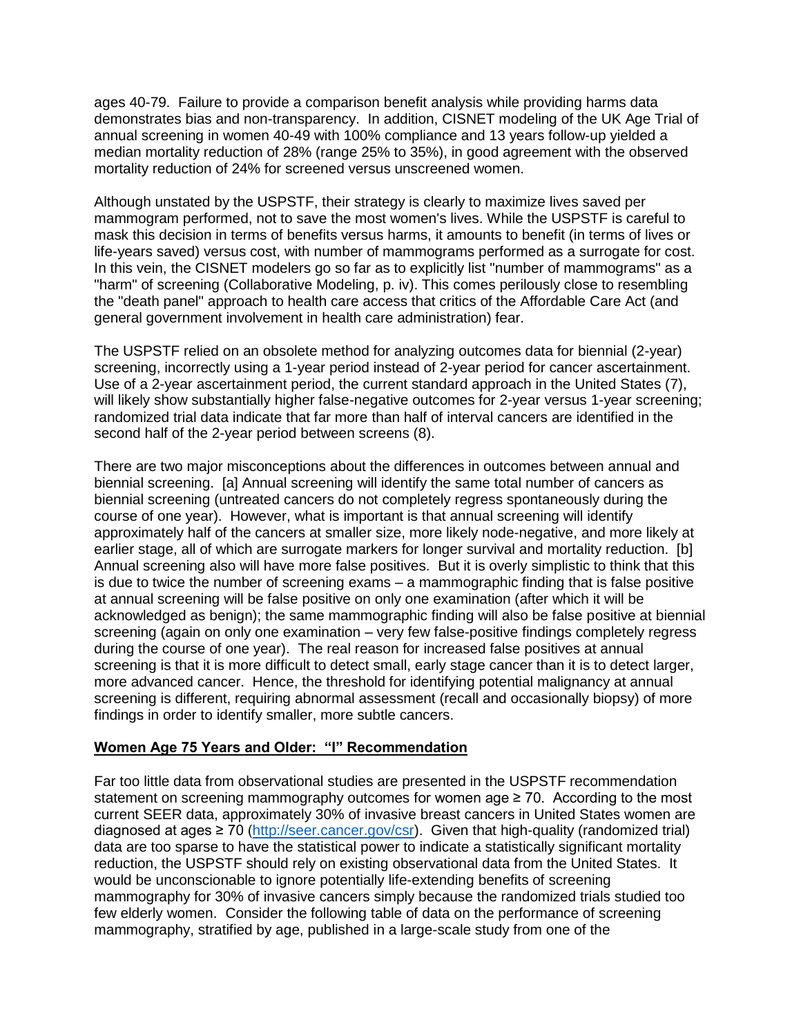ages 40-79. Failure to provide a comparison benefit analysis while providing harms data demonstrates bias and non-transparency. In addition, CISNET modeling of the UK Age Trial of annual screening in women 40-49 with 100% compliance and 13 years follow-up yielded a median mortality reduction of 28% (range 25% to 35%), in good agreement with the observed mortality reduction of 24% for screened versus unscreened women.

Although unstated by the USPSTF, their strategy is clearly to maximize lives saved per mammogram performed, not to save the most women's lives. While the USPSTF is careful to mask this decision in terms of benefits versus harms, it amounts to benefit (in terms of lives or life-years saved) versus cost, with number of mammograms performed as a surrogate for cost. In this vein, the CISNET modelers go so far as to explicitly list "number of mammograms" as a "harm" of screening (Collaborative Modeling, p. iv). This comes perilously close to resembling the "death panel" approach to health care access that critics of the Affordable Care Act (and general government involvement in health care administration) fear.

The USPSTF relied on an obsolete method for analyzing outcomes data for biennial (2-year) screening, incorrectly using a 1-year period instead of 2-year period for cancer ascertainment. Use of a 2-year ascertainment period, the current standard approach in the United States (7), will likely show substantially higher false-negative outcomes for 2-year versus 1-year screening; randomized trial data indicate that far more than half of interval cancers are identified in the second half of the 2-year period between screens (8).

There are two major misconceptions about the differences in outcomes between annual and biennial screening. [a] Annual screening will identify the same total number of cancers as biennial screening (untreated cancers do not completely regress spontaneously during the course of one year). However, what is important is that annual screening will identify approximately half of the cancers at smaller size, more likely node-negative, and more likely at earlier stage, all of which are surrogate markers for longer survival and mortality reduction. [b] Annual screening also will have more false positives. But it is overly simplistic to think that this is due to twice the number of screening exams – a mammographic finding that is false positive at annual screening will be false positive on only one examination (after which it will be acknowledged as benign); the same mammographic finding will also be false positive at biennial screening (again on only one examination – very few false-positive findings completely regress during the course of one year). The real reason for increased false positives at annual screening is that it is more difficult to detect small, early stage cancer than it is to detect larger, more advanced cancer. Hence, the threshold for identifying potential malignancy at annual screening is different, requiring abnormal assessment (recall and occasionally biopsy) of more findings in order to identify smaller, more subtle cancers.

**Women Age 75 Years and Older: "I" Recommendation**

Far too little data from observational studies are presented in the USPSTF recommendation statement on screening mammography outcomes for women age ≥ 70. According to the most current SEER data, approximately 30% of invasive breast cancers in United States women are diagnosed at ages ≥ 70 (http://seer.cancer.gov/csr). Given that high-quality (randomized trial) data are too sparse to have the statistical power to indicate a statistically significant mortality reduction, the USPSTF should rely on existing observational data from the United States. It would be unconscionable to ignore potentially life-extending benefits of screening mammography for 30% of invasive cancers simply because the randomized trials studied too few elderly women. Consider the following table of data on the performance of screening mammography, stratified by age, published in a large-scale study from one of the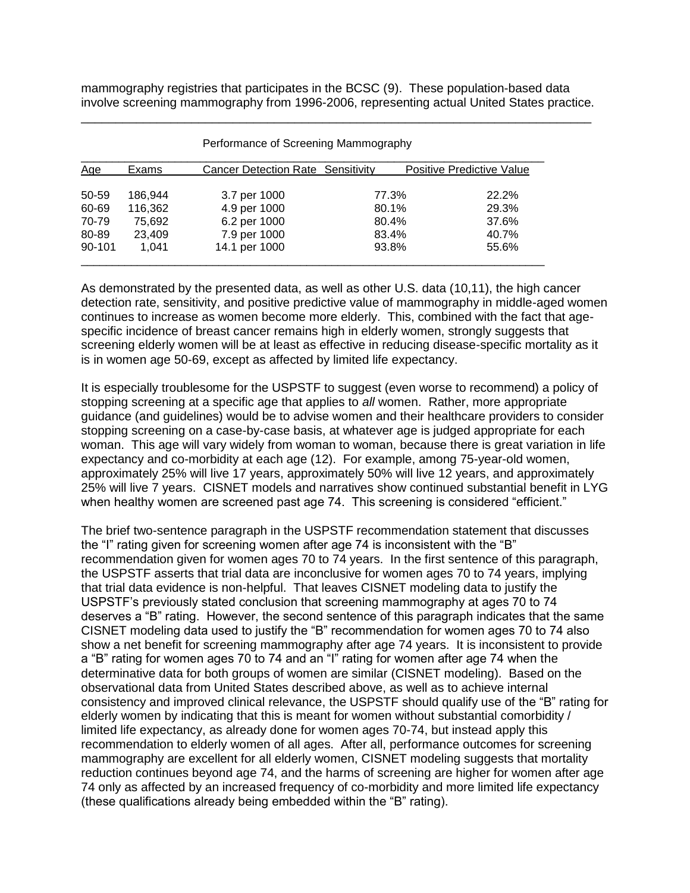mammography registries that participates in the BCSC (9). These population-based data involve screening mammography from 1996-2006, representing actual United States practice.

Performance of Screening Mammography

| Age | Exams | Cancer Detection Rate | Sensitivity | Positive Predictive Value |
|---|---|---|---|---|
| 50-59 | 186,944 | 3.7 per 1000 | 77.3% | 22.2% |
| 60-69 | 116,362 | 4.9 per 1000 | 80.1% | 29.3% |
| 70-79 | 75,692 | 6.2 per 1000 | 80.4% | 37.6% |
| 80-89 | 23,409 | 7.9 per 1000 | 83.4% | 40.7% |
| 90-101 | 1,041 | 14.1 per 1000 | 93.8% | 55.6% |

As demonstrated by the presented data, as well as other U.S. data (10,11), the high cancer detection rate, sensitivity, and positive predictive value of mammography in middle-aged women continues to increase as women become more elderly. This, combined with the fact that age-specific incidence of breast cancer remains high in elderly women, strongly suggests that screening elderly women will be at least as effective in reducing disease-specific mortality as it is in women age 50-69, except as affected by limited life expectancy.

It is especially troublesome for the USPSTF to suggest (even worse to recommend) a policy of stopping screening at a specific age that applies to *all* women. Rather, more appropriate guidance (and guidelines) would be to advise women and their healthcare providers to consider stopping screening on a case-by-case basis, at whatever age is judged appropriate for each woman. This age will vary widely from woman to woman, because there is great variation in life expectancy and co-morbidity at each age (12). For example, among 75-year-old women, approximately 25% will live 17 years, approximately 50% will live 12 years, and approximately 25% will live 7 years. CISNET models and narratives show continued substantial benefit in LYG when healthy women are screened past age 74. This screening is considered "efficient."

The brief two-sentence paragraph in the USPSTF recommendation statement that discusses the "I" rating given for screening women after age 74 is inconsistent with the "B" recommendation given for women ages 70 to 74 years. In the first sentence of this paragraph, the USPSTF asserts that trial data are inconclusive for women ages 70 to 74 years, implying that trial data evidence is non-helpful. That leaves CISNET modeling data to justify the USPSTF's previously stated conclusion that screening mammography at ages 70 to 74 deserves a "B" rating. However, the second sentence of this paragraph indicates that the same CISNET modeling data used to justify the "B" recommendation for women ages 70 to 74 also show a net benefit for screening mammography after age 74 years. It is inconsistent to provide a "B" rating for women ages 70 to 74 and an "I" rating for women after age 74 when the determinative data for both groups of women are similar (CISNET modeling). Based on the observational data from United States described above, as well as to achieve internal consistency and improved clinical relevance, the USPSTF should qualify use of the "B" rating for elderly women by indicating that this is meant for women without substantial comorbidity / limited life expectancy, as already done for women ages 70-74, but instead apply this recommendation to elderly women of all ages. After all, performance outcomes for screening mammography are excellent for all elderly women, CISNET modeling suggests that mortality reduction continues beyond age 74, and the harms of screening are higher for women after age 74 only as affected by an increased frequency of co-morbidity and more limited life expectancy (these qualifications already being embedded within the "B" rating).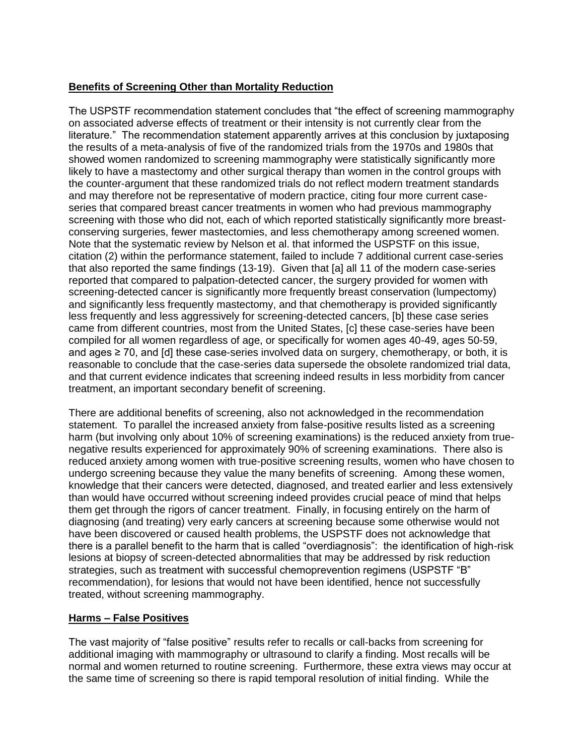**Benefits of Screening Other than Mortality Reduction**

The USPSTF recommendation statement concludes that "the effect of screening mammography on associated adverse effects of treatment or their intensity is not currently clear from the literature." The recommendation statement apparently arrives at this conclusion by juxtaposing the results of a meta-analysis of five of the randomized trials from the 1970s and 1980s that showed women randomized to screening mammography were statistically significantly more likely to have a mastectomy and other surgical therapy than women in the control groups with the counter-argument that these randomized trials do not reflect modern treatment standards and may therefore not be representative of modern practice, citing four more current case-series that compared breast cancer treatments in women who had previous mammography screening with those who did not, each of which reported statistically significantly more breast-conserving surgeries, fewer mastectomies, and less chemotherapy among screened women. Note that the systematic review by Nelson et al. that informed the USPSTF on this issue, citation (2) within the performance statement, failed to include 7 additional current case-series that also reported the same findings (13-19). Given that [a] all 11 of the modern case-series reported that compared to palpation-detected cancer, the surgery provided for women with screening-detected cancer is significantly more frequently breast conservation (lumpectomy) and significantly less frequently mastectomy, and that chemotherapy is provided significantly less frequently and less aggressively for screening-detected cancers, [b] these case series came from different countries, most from the United States, [c] these case-series have been compiled for all women regardless of age, or specifically for women ages 40-49, ages 50-59, and ages ≥ 70, and [d] these case-series involved data on surgery, chemotherapy, or both, it is reasonable to conclude that the case-series data supersede the obsolete randomized trial data, and that current evidence indicates that screening indeed results in less morbidity from cancer treatment, an important secondary benefit of screening.

There are additional benefits of screening, also not acknowledged in the recommendation statement. To parallel the increased anxiety from false-positive results listed as a screening harm (but involving only about 10% of screening examinations) is the reduced anxiety from true-negative results experienced for approximately 90% of screening examinations. There also is reduced anxiety among women with true-positive screening results, women who have chosen to undergo screening because they value the many benefits of screening. Among these women, knowledge that their cancers were detected, diagnosed, and treated earlier and less extensively than would have occurred without screening indeed provides crucial peace of mind that helps them get through the rigors of cancer treatment. Finally, in focusing entirely on the harm of diagnosing (and treating) very early cancers at screening because some otherwise would not have been discovered or caused health problems, the USPSTF does not acknowledge that there is a parallel benefit to the harm that is called "overdiagnosis": the identification of high-risk lesions at biopsy of screen-detected abnormalities that may be addressed by risk reduction strategies, such as treatment with successful chemoprevention regimens (USPSTF "B" recommendation), for lesions that would not have been identified, hence not successfully treated, without screening mammography.

**Harms – False Positives**

The vast majority of "false positive" results refer to recalls or call-backs from screening for additional imaging with mammography or ultrasound to clarify a finding. Most recalls will be normal and women returned to routine screening. Furthermore, these extra views may occur at the same time of screening so there is rapid temporal resolution of initial finding. While the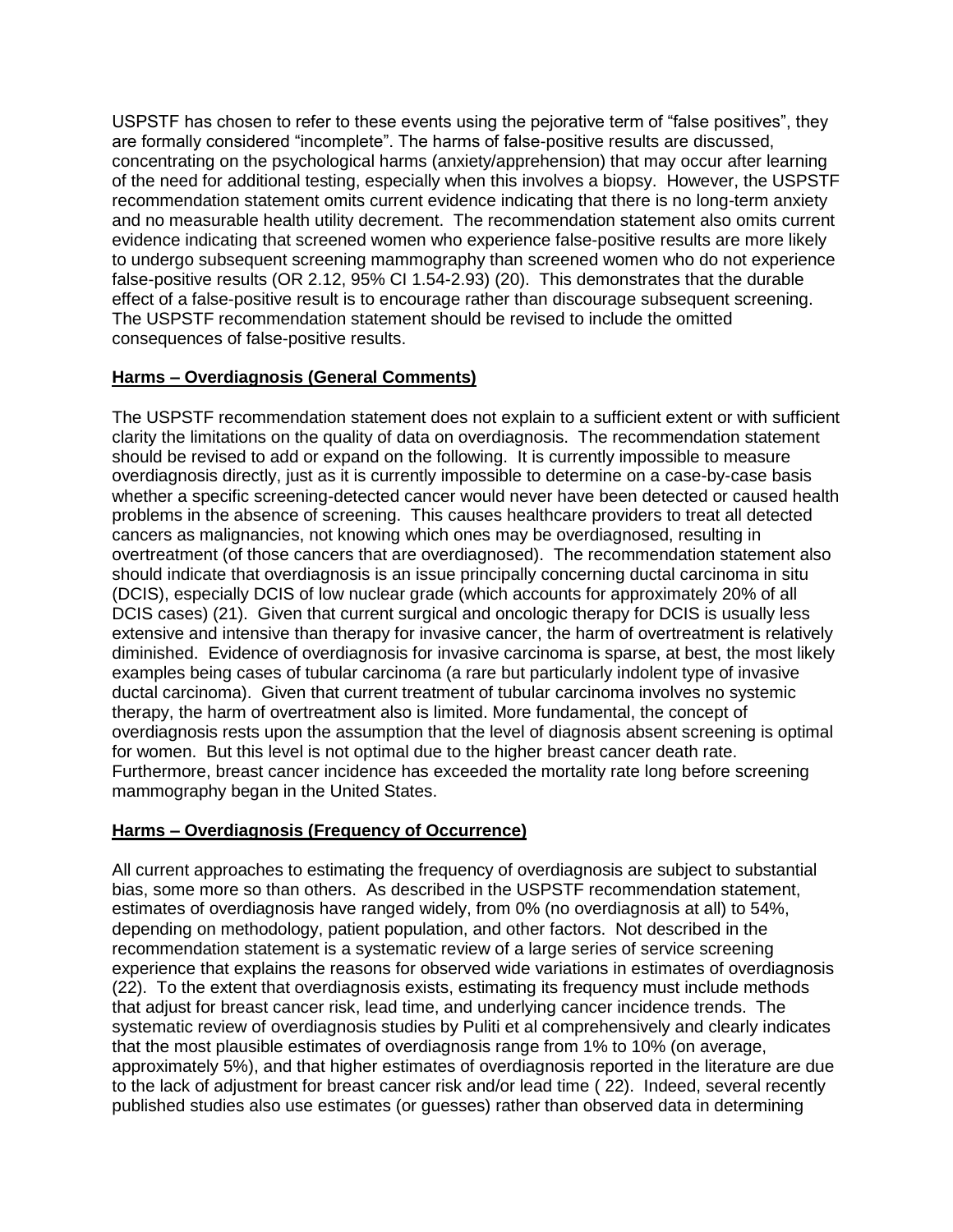USPSTF has chosen to refer to these events using the pejorative term of "false positives", they are formally considered "incomplete". The harms of false-positive results are discussed, concentrating on the psychological harms (anxiety/apprehension) that may occur after learning of the need for additional testing, especially when this involves a biopsy. However, the USPSTF recommendation statement omits current evidence indicating that there is no long-term anxiety and no measurable health utility decrement. The recommendation statement also omits current evidence indicating that screened women who experience false-positive results are more likely to undergo subsequent screening mammography than screened women who do not experience false-positive results (OR 2.12, 95% CI 1.54-2.93) (20). This demonstrates that the durable effect of a false-positive result is to encourage rather than discourage subsequent screening. The USPSTF recommendation statement should be revised to include the omitted consequences of false-positive results.

**Harms – Overdiagnosis (General Comments)**

The USPSTF recommendation statement does not explain to a sufficient extent or with sufficient clarity the limitations on the quality of data on overdiagnosis. The recommendation statement should be revised to add or expand on the following. It is currently impossible to measure overdiagnosis directly, just as it is currently impossible to determine on a case-by-case basis whether a specific screening-detected cancer would never have been detected or caused health problems in the absence of screening. This causes healthcare providers to treat all detected cancers as malignancies, not knowing which ones may be overdiagnosed, resulting in overtreatment (of those cancers that are overdiagnosed). The recommendation statement also should indicate that overdiagnosis is an issue principally concerning ductal carcinoma in situ (DCIS), especially DCIS of low nuclear grade (which accounts for approximately 20% of all DCIS cases) (21). Given that current surgical and oncologic therapy for DCIS is usually less extensive and intensive than therapy for invasive cancer, the harm of overtreatment is relatively diminished. Evidence of overdiagnosis for invasive carcinoma is sparse, at best, the most likely examples being cases of tubular carcinoma (a rare but particularly indolent type of invasive ductal carcinoma). Given that current treatment of tubular carcinoma involves no systemic therapy, the harm of overtreatment also is limited. More fundamental, the concept of overdiagnosis rests upon the assumption that the level of diagnosis absent screening is optimal for women. But this level is not optimal due to the higher breast cancer death rate. Furthermore, breast cancer incidence has exceeded the mortality rate long before screening mammography began in the United States.

**Harms – Overdiagnosis (Frequency of Occurrence)**

All current approaches to estimating the frequency of overdiagnosis are subject to substantial bias, some more so than others. As described in the USPSTF recommendation statement, estimates of overdiagnosis have ranged widely, from 0% (no overdiagnosis at all) to 54%, depending on methodology, patient population, and other factors. Not described in the recommendation statement is a systematic review of a large series of service screening experience that explains the reasons for observed wide variations in estimates of overdiagnosis (22). To the extent that overdiagnosis exists, estimating its frequency must include methods that adjust for breast cancer risk, lead time, and underlying cancer incidence trends. The systematic review of overdiagnosis studies by Puliti et al comprehensively and clearly indicates that the most plausible estimates of overdiagnosis range from 1% to 10% (on average, approximately 5%), and that higher estimates of overdiagnosis reported in the literature are due to the lack of adjustment for breast cancer risk and/or lead time ( 22). Indeed, several recently published studies also use estimates (or guesses) rather than observed data in determining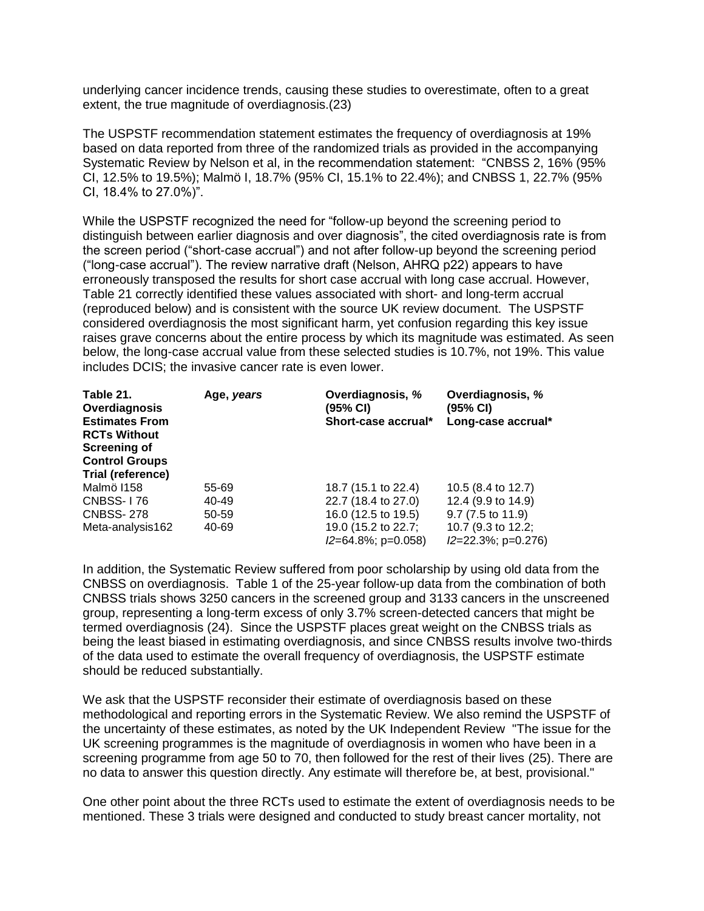underlying cancer incidence trends, causing these studies to overestimate, often to a great extent, the true magnitude of overdiagnosis.(23)

The USPSTF recommendation statement estimates the frequency of overdiagnosis at 19% based on data reported from three of the randomized trials as provided in the accompanying Systematic Review by Nelson et al, in the recommendation statement: "CNBSS 2, 16% (95% CI, 12.5% to 19.5%); Malmö I, 18.7% (95% CI, 15.1% to 22.4%); and CNBSS 1, 22.7% (95% CI, 18.4% to 27.0%)".

While the USPSTF recognized the need for "follow-up beyond the screening period to distinguish between earlier diagnosis and over diagnosis", the cited overdiagnosis rate is from the screen period ("short-case accrual") and not after follow-up beyond the screening period ("long-case accrual"). The review narrative draft (Nelson, AHRQ p22) appears to have erroneously transposed the results for short case accrual with long case accrual. However, Table 21 correctly identified these values associated with short- and long-term accrual (reproduced below) and is consistent with the source UK review document. The USPSTF considered overdiagnosis the most significant harm, yet confusion regarding this key issue raises grave concerns about the entire process by which its magnitude was estimated. As seen below, the long-case accrual value from these selected studies is 10.7%, not 19%. This value includes DCIS; the invasive cancer rate is even lower.

| **Table 21. Overdiagnosis Estimates From RCTs Without Screening of Control Groups Trial (reference)** | **Age, *years*** | **Overdiagnosis, % (95% CI) Short-case accrual*** | **Overdiagnosis, % (95% CI) Long-case accrual*** |
|---|---|---|---|
| Malmö I158 | 55-69 | 18.7 (15.1 to 22.4) | 10.5 (8.4 to 12.7) |
| CNBSS- I 76 | 40-49 | 22.7 (18.4 to 27.0) | 12.4 (9.9 to 14.9) |
| CNBSS- 278 | 50-59 | 16.0 (12.5 to 19.5) | 9.7 (7.5 to 11.9) |
| Meta-analysis162 | 40-69 | 19.0 (15.2 to 22.7; $I2$=64.8%; p=0.058) | 10.7 (9.3 to 12.2; $I2$=22.3%; p=0.276) |

In addition, the Systematic Review suffered from poor scholarship by using old data from the CNBSS on overdiagnosis. Table 1 of the 25-year follow-up data from the combination of both CNBSS trials shows 3250 cancers in the screened group and 3133 cancers in the unscreened group, representing a long-term excess of only 3.7% screen-detected cancers that might be termed overdiagnosis (24). Since the USPSTF places great weight on the CNBSS trials as being the least biased in estimating overdiagnosis, and since CNBSS results involve two-thirds of the data used to estimate the overall frequency of overdiagnosis, the USPSTF estimate should be reduced substantially.

We ask that the USPSTF reconsider their estimate of overdiagnosis based on these methodological and reporting errors in the Systematic Review. We also remind the USPSTF of the uncertainty of these estimates, as noted by the UK Independent Review "The issue for the UK screening programmes is the magnitude of overdiagnosis in women who have been in a screening programme from age 50 to 70, then followed for the rest of their lives (25). There are no data to answer this question directly. Any estimate will therefore be, at best, provisional."

One other point about the three RCTs used to estimate the extent of overdiagnosis needs to be mentioned. These 3 trials were designed and conducted to study breast cancer mortality, not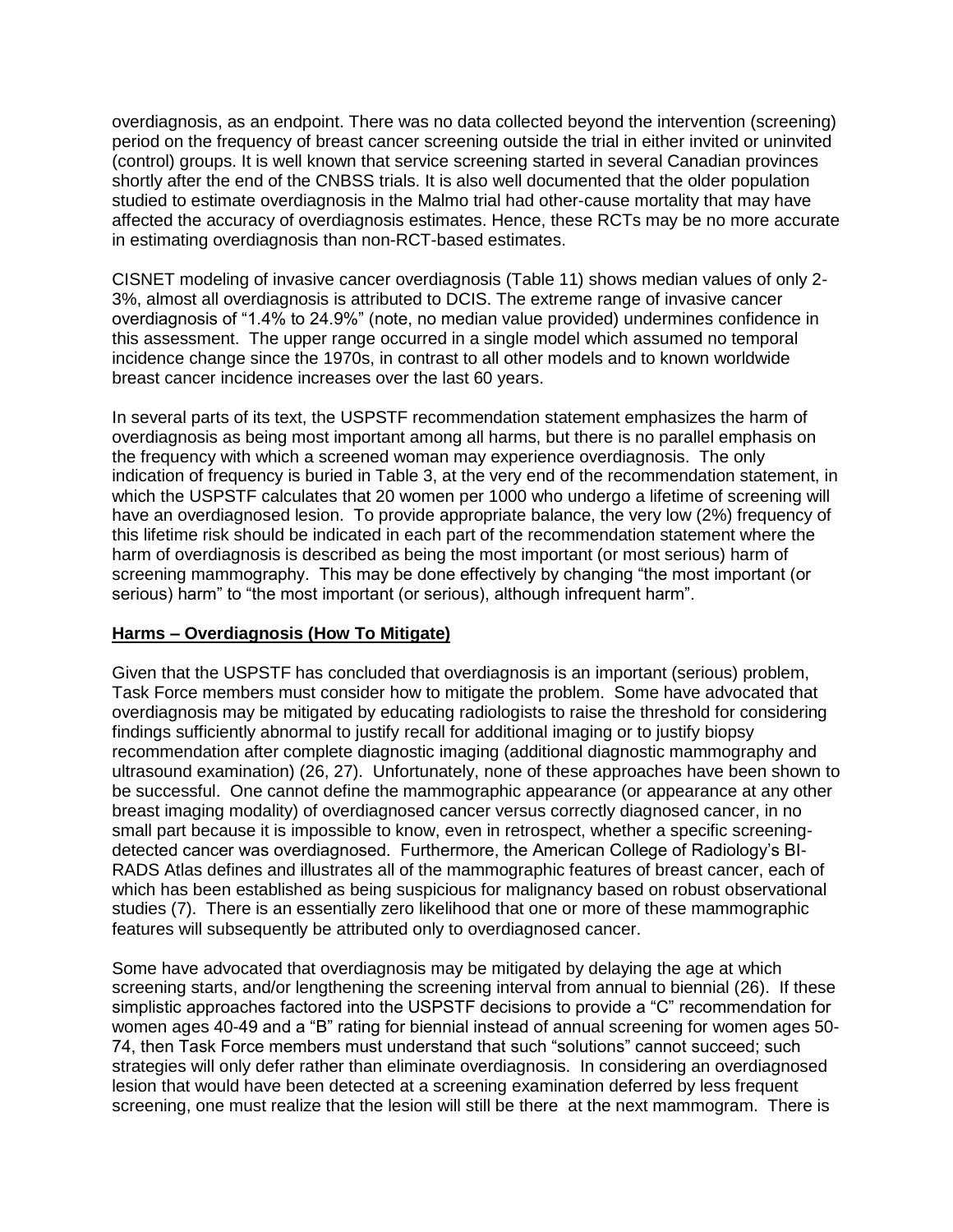overdiagnosis, as an endpoint. There was no data collected beyond the intervention (screening) period on the frequency of breast cancer screening outside the trial in either invited or uninvited (control) groups. It is well known that service screening started in several Canadian provinces shortly after the end of the CNBSS trials. It is also well documented that the older population studied to estimate overdiagnosis in the Malmo trial had other-cause mortality that may have affected the accuracy of overdiagnosis estimates. Hence, these RCTs may be no more accurate in estimating overdiagnosis than non-RCT-based estimates.

CISNET modeling of invasive cancer overdiagnosis (Table 11) shows median values of only 2-3%, almost all overdiagnosis is attributed to DCIS. The extreme range of invasive cancer overdiagnosis of "1.4% to 24.9%" (note, no median value provided) undermines confidence in this assessment. The upper range occurred in a single model which assumed no temporal incidence change since the 1970s, in contrast to all other models and to known worldwide breast cancer incidence increases over the last 60 years.

In several parts of its text, the USPSTF recommendation statement emphasizes the harm of overdiagnosis as being most important among all harms, but there is no parallel emphasis on the frequency with which a screened woman may experience overdiagnosis. The only indication of frequency is buried in Table 3, at the very end of the recommendation statement, in which the USPSTF calculates that 20 women per 1000 who undergo a lifetime of screening will have an overdiagnosed lesion. To provide appropriate balance, the very low (2%) frequency of this lifetime risk should be indicated in each part of the recommendation statement where the harm of overdiagnosis is described as being the most important (or most serious) harm of screening mammography. This may be done effectively by changing "the most important (or serious) harm" to "the most important (or serious), although infrequent harm".

## Harms – Overdiagnosis (How To Mitigate)

Given that the USPSTF has concluded that overdiagnosis is an important (serious) problem, Task Force members must consider how to mitigate the problem. Some have advocated that overdiagnosis may be mitigated by educating radiologists to raise the threshold for considering findings sufficiently abnormal to justify recall for additional imaging or to justify biopsy recommendation after complete diagnostic imaging (additional diagnostic mammography and ultrasound examination) (26, 27). Unfortunately, none of these approaches have been shown to be successful. One cannot define the mammographic appearance (or appearance at any other breast imaging modality) of overdiagnosed cancer versus correctly diagnosed cancer, in no small part because it is impossible to know, even in retrospect, whether a specific screening-detected cancer was overdiagnosed. Furthermore, the American College of Radiology's BI-RADS Atlas defines and illustrates all of the mammographic features of breast cancer, each of which has been established as being suspicious for malignancy based on robust observational studies (7). There is an essentially zero likelihood that one or more of these mammographic features will subsequently be attributed only to overdiagnosed cancer.

Some have advocated that overdiagnosis may be mitigated by delaying the age at which screening starts, and/or lengthening the screening interval from annual to biennial (26). If these simplistic approaches factored into the USPSTF decisions to provide a "C" recommendation for women ages 40-49 and a "B" rating for biennial instead of annual screening for women ages 50-74, then Task Force members must understand that such "solutions" cannot succeed; such strategies will only defer rather than eliminate overdiagnosis. In considering an overdiagnosed lesion that would have been detected at a screening examination deferred by less frequent screening, one must realize that the lesion will still be there at the next mammogram. There is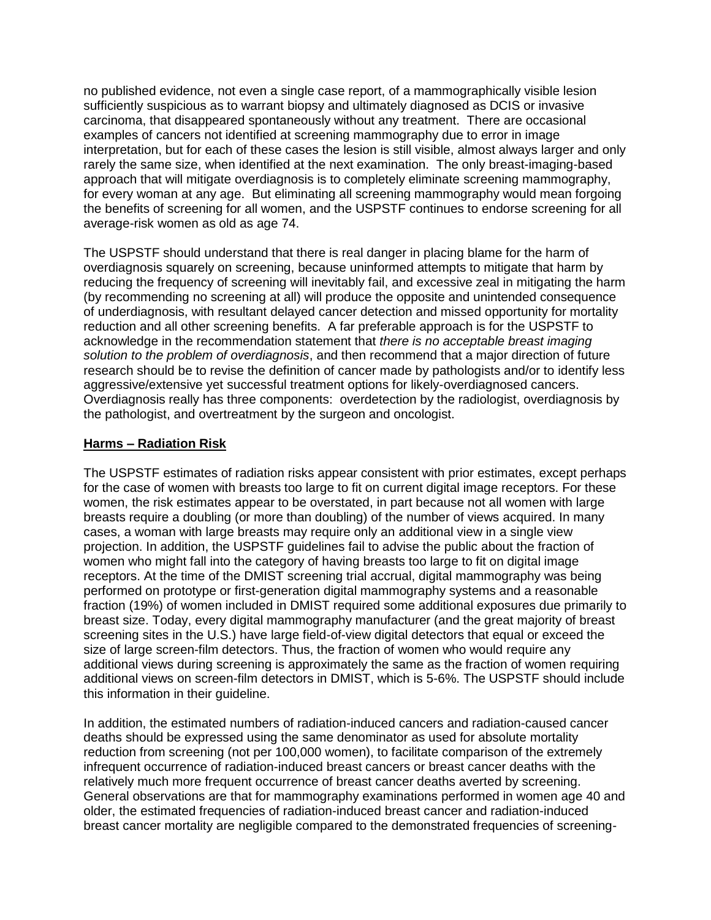no published evidence, not even a single case report, of a mammographically visible lesion sufficiently suspicious as to warrant biopsy and ultimately diagnosed as DCIS or invasive carcinoma, that disappeared spontaneously without any treatment. There are occasional examples of cancers not identified at screening mammography due to error in image interpretation, but for each of these cases the lesion is still visible, almost always larger and only rarely the same size, when identified at the next examination. The only breast-imaging-based approach that will mitigate overdiagnosis is to completely eliminate screening mammography, for every woman at any age. But eliminating all screening mammography would mean forgoing the benefits of screening for all women, and the USPSTF continues to endorse screening for all average-risk women as old as age 74.

The USPSTF should understand that there is real danger in placing blame for the harm of overdiagnosis squarely on screening, because uninformed attempts to mitigate that harm by reducing the frequency of screening will inevitably fail, and excessive zeal in mitigating the harm (by recommending no screening at all) will produce the opposite and unintended consequence of underdiagnosis, with resultant delayed cancer detection and missed opportunity for mortality reduction and all other screening benefits. A far preferable approach is for the USPSTF to acknowledge in the recommendation statement that *there is no acceptable breast imaging solution to the problem of overdiagnosis*, and then recommend that a major direction of future research should be to revise the definition of cancer made by pathologists and/or to identify less aggressive/extensive yet successful treatment options for likely-overdiagnosed cancers. Overdiagnosis really has three components: overdetection by the radiologist, overdiagnosis by the pathologist, and overtreatment by the surgeon and oncologist.

**Harms – Radiation Risk**

The USPSTF estimates of radiation risks appear consistent with prior estimates, except perhaps for the case of women with breasts too large to fit on current digital image receptors. For these women, the risk estimates appear to be overstated, in part because not all women with large breasts require a doubling (or more than doubling) of the number of views acquired. In many cases, a woman with large breasts may require only an additional view in a single view projection. In addition, the USPSTF guidelines fail to advise the public about the fraction of women who might fall into the category of having breasts too large to fit on digital image receptors. At the time of the DMIST screening trial accrual, digital mammography was being performed on prototype or first-generation digital mammography systems and a reasonable fraction (19%) of women included in DMIST required some additional exposures due primarily to breast size. Today, every digital mammography manufacturer (and the great majority of breast screening sites in the U.S.) have large field-of-view digital detectors that equal or exceed the size of large screen-film detectors. Thus, the fraction of women who would require any additional views during screening is approximately the same as the fraction of women requiring additional views on screen-film detectors in DMIST, which is 5-6%. The USPSTF should include this information in their guideline.

In addition, the estimated numbers of radiation-induced cancers and radiation-caused cancer deaths should be expressed using the same denominator as used for absolute mortality reduction from screening (not per 100,000 women), to facilitate comparison of the extremely infrequent occurrence of radiation-induced breast cancers or breast cancer deaths with the relatively much more frequent occurrence of breast cancer deaths averted by screening. General observations are that for mammography examinations performed in women age 40 and older, the estimated frequencies of radiation-induced breast cancer and radiation-induced breast cancer mortality are negligible compared to the demonstrated frequencies of screening-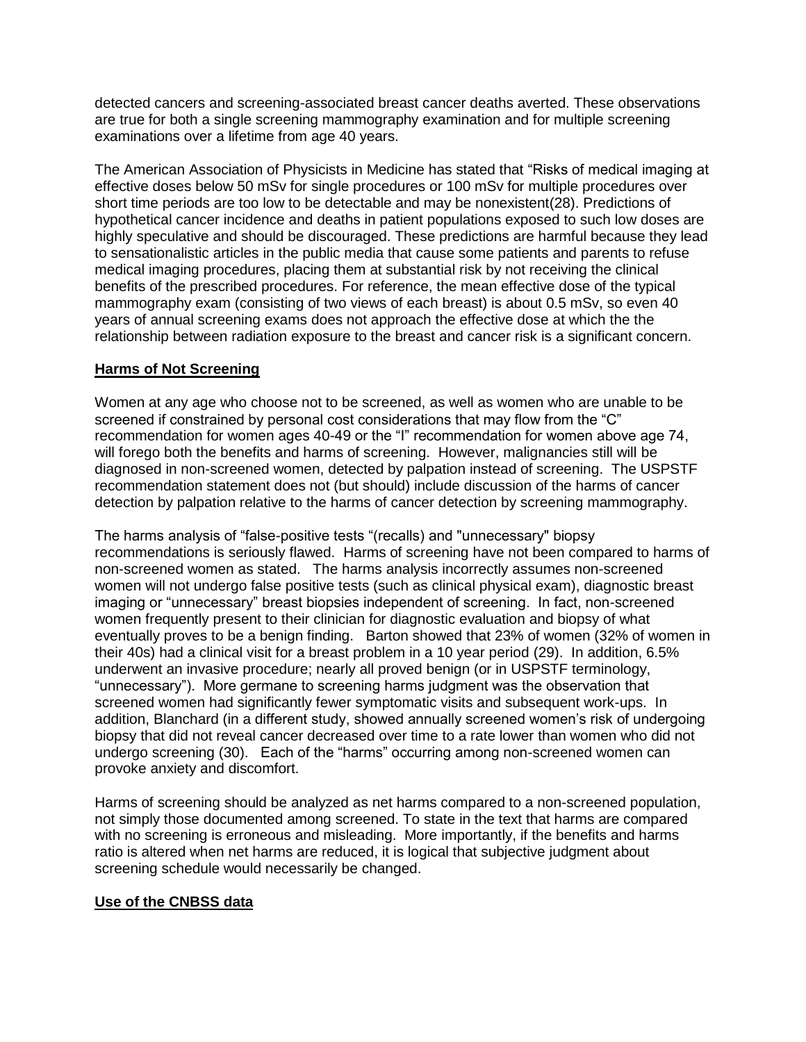detected cancers and screening-associated breast cancer deaths averted. These observations are true for both a single screening mammography examination and for multiple screening examinations over a lifetime from age 40 years.

The American Association of Physicists in Medicine has stated that "Risks of medical imaging at effective doses below 50 mSv for single procedures or 100 mSv for multiple procedures over short time periods are too low to be detectable and may be nonexistent(28). Predictions of hypothetical cancer incidence and deaths in patient populations exposed to such low doses are highly speculative and should be discouraged. These predictions are harmful because they lead to sensationalistic articles in the public media that cause some patients and parents to refuse medical imaging procedures, placing them at substantial risk by not receiving the clinical benefits of the prescribed procedures. For reference, the mean effective dose of the typical mammography exam (consisting of two views of each breast) is about 0.5 mSv, so even 40 years of annual screening exams does not approach the effective dose at which the the relationship between radiation exposure to the breast and cancer risk is a significant concern.

**Harms of Not Screening**

Women at any age who choose not to be screened, as well as women who are unable to be screened if constrained by personal cost considerations that may flow from the "C" recommendation for women ages 40-49 or the "I" recommendation for women above age 74, will forego both the benefits and harms of screening. However, malignancies still will be diagnosed in non-screened women, detected by palpation instead of screening. The USPSTF recommendation statement does not (but should) include discussion of the harms of cancer detection by palpation relative to the harms of cancer detection by screening mammography.

The harms analysis of "false-positive tests "(recalls) and "unnecessary" biopsy recommendations is seriously flawed. Harms of screening have not been compared to harms of non-screened women as stated. The harms analysis incorrectly assumes non-screened women will not undergo false positive tests (such as clinical physical exam), diagnostic breast imaging or "unnecessary" breast biopsies independent of screening. In fact, non-screened women frequently present to their clinician for diagnostic evaluation and biopsy of what eventually proves to be a benign finding. Barton showed that 23% of women (32% of women in their 40s) had a clinical visit for a breast problem in a 10 year period (29). In addition, 6.5% underwent an invasive procedure; nearly all proved benign (or in USPSTF terminology, "unnecessary"). More germane to screening harms judgment was the observation that screened women had significantly fewer symptomatic visits and subsequent work-ups. In addition, Blanchard (in a different study, showed annually screened women's risk of undergoing biopsy that did not reveal cancer decreased over time to a rate lower than women who did not undergo screening (30). Each of the "harms" occurring among non-screened women can provoke anxiety and discomfort.

Harms of screening should be analyzed as net harms compared to a non-screened population, not simply those documented among screened. To state in the text that harms are compared with no screening is erroneous and misleading. More importantly, if the benefits and harms ratio is altered when net harms are reduced, it is logical that subjective judgment about screening schedule would necessarily be changed.

**Use of the CNBSS data**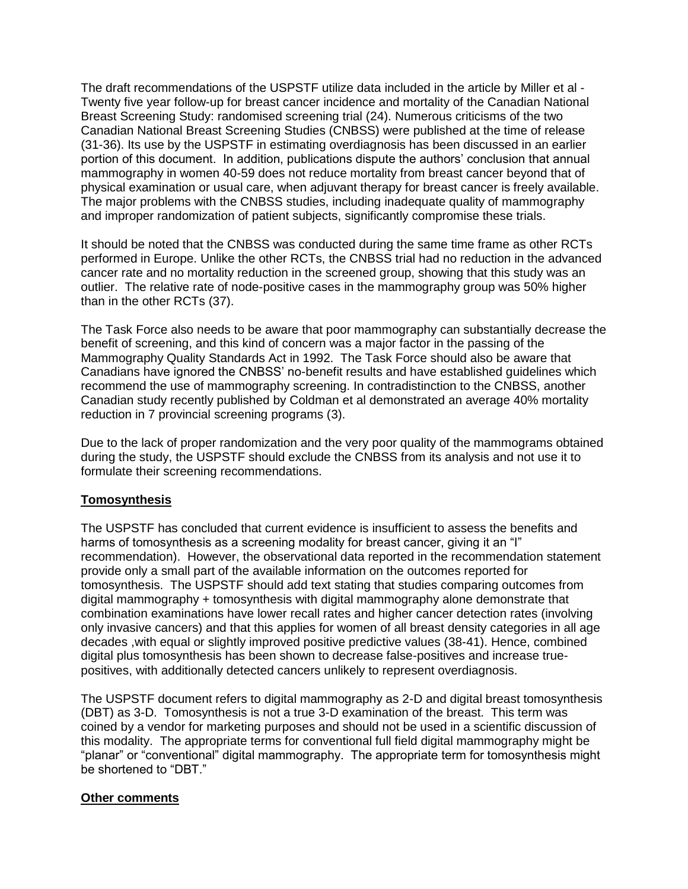The draft recommendations of the USPSTF utilize data included in the article by Miller et al - Twenty five year follow-up for breast cancer incidence and mortality of the Canadian National Breast Screening Study: randomised screening trial (24). Numerous criticisms of the two Canadian National Breast Screening Studies (CNBSS) were published at the time of release (31-36). Its use by the USPSTF in estimating overdiagnosis has been discussed in an earlier portion of this document. In addition, publications dispute the authors' conclusion that annual mammography in women 40-59 does not reduce mortality from breast cancer beyond that of physical examination or usual care, when adjuvant therapy for breast cancer is freely available. The major problems with the CNBSS studies, including inadequate quality of mammography and improper randomization of patient subjects, significantly compromise these trials.

It should be noted that the CNBSS was conducted during the same time frame as other RCTs performed in Europe. Unlike the other RCTs, the CNBSS trial had no reduction in the advanced cancer rate and no mortality reduction in the screened group, showing that this study was an outlier. The relative rate of node-positive cases in the mammography group was 50% higher than in the other RCTs (37).

The Task Force also needs to be aware that poor mammography can substantially decrease the benefit of screening, and this kind of concern was a major factor in the passing of the Mammography Quality Standards Act in 1992. The Task Force should also be aware that Canadians have ignored the CNBSS' no-benefit results and have established guidelines which recommend the use of mammography screening. In contradistinction to the CNBSS, another Canadian study recently published by Coldman et al demonstrated an average 40% mortality reduction in 7 provincial screening programs (3).

Due to the lack of proper randomization and the very poor quality of the mammograms obtained during the study, the USPSTF should exclude the CNBSS from its analysis and not use it to formulate their screening recommendations.

**Tomosynthesis**

The USPSTF has concluded that current evidence is insufficient to assess the benefits and harms of tomosynthesis as a screening modality for breast cancer, giving it an "I" recommendation). However, the observational data reported in the recommendation statement provide only a small part of the available information on the outcomes reported for tomosynthesis. The USPSTF should add text stating that studies comparing outcomes from digital mammography + tomosynthesis with digital mammography alone demonstrate that combination examinations have lower recall rates and higher cancer detection rates (involving only invasive cancers) and that this applies for women of all breast density categories in all age decades ,with equal or slightly improved positive predictive values (38-41). Hence, combined digital plus tomosynthesis has been shown to decrease false-positives and increase true-positives, with additionally detected cancers unlikely to represent overdiagnosis.

The USPSTF document refers to digital mammography as 2-D and digital breast tomosynthesis (DBT) as 3-D. Tomosynthesis is not a true 3-D examination of the breast. This term was coined by a vendor for marketing purposes and should not be used in a scientific discussion of this modality. The appropriate terms for conventional full field digital mammography might be "planar" or "conventional" digital mammography. The appropriate term for tomosynthesis might be shortened to "DBT."

**Other comments**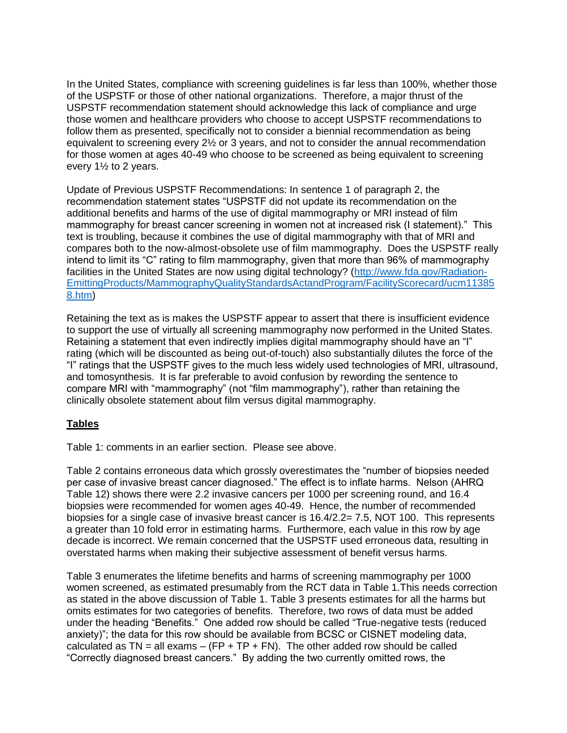In the United States, compliance with screening guidelines is far less than 100%, whether those of the USPSTF or those of other national organizations. Therefore, a major thrust of the USPSTF recommendation statement should acknowledge this lack of compliance and urge those women and healthcare providers who choose to accept USPSTF recommendations to follow them as presented, specifically not to consider a biennial recommendation as being equivalent to screening every 2½ or 3 years, and not to consider the annual recommendation for those women at ages 40-49 who choose to be screened as being equivalent to screening every 1½ to 2 years.

Update of Previous USPSTF Recommendations: In sentence 1 of paragraph 2, the recommendation statement states "USPSTF did not update its recommendation on the additional benefits and harms of the use of digital mammography or MRI instead of film mammography for breast cancer screening in women not at increased risk (I statement)." This text is troubling, because it combines the use of digital mammography with that of MRI and compares both to the now-almost-obsolete use of film mammography. Does the USPSTF really intend to limit its "C" rating to film mammography, given that more than 96% of mammography facilities in the United States are now using digital technology? (http://www.fda.gov/Radiation-EmittingProducts/MammographyQualityStandardsActandProgram/FacilityScorecard/ucm113858.htm)

Retaining the text as is makes the USPSTF appear to assert that there is insufficient evidence to support the use of virtually all screening mammography now performed in the United States. Retaining a statement that even indirectly implies digital mammography should have an "I" rating (which will be discounted as being out-of-touch) also substantially dilutes the force of the "I" ratings that the USPSTF gives to the much less widely used technologies of MRI, ultrasound, and tomosynthesis. It is far preferable to avoid confusion by rewording the sentence to compare MRI with "mammography" (not "film mammography"), rather than retaining the clinically obsolete statement about film versus digital mammography.

## Tables

Table 1: comments in an earlier section. Please see above.

Table 2 contains erroneous data which grossly overestimates the "number of biopsies needed per case of invasive breast cancer diagnosed." The effect is to inflate harms. Nelson (AHRQ Table 12) shows there were 2.2 invasive cancers per 1000 per screening round, and 16.4 biopsies were recommended for women ages 40-49. Hence, the number of recommended biopsies for a single case of invasive breast cancer is 16.4/2.2= 7.5, NOT 100. This represents a greater than 10 fold error in estimating harms. Furthermore, each value in this row by age decade is incorrect. We remain concerned that the USPSTF used erroneous data, resulting in overstated harms when making their subjective assessment of benefit versus harms.

Table 3 enumerates the lifetime benefits and harms of screening mammography per 1000 women screened, as estimated presumably from the RCT data in Table 1.This needs correction as stated in the above discussion of Table 1. Table 3 presents estimates for all the harms but omits estimates for two categories of benefits. Therefore, two rows of data must be added under the heading "Benefits." One added row should be called "True-negative tests (reduced anxiety)"; the data for this row should be available from BCSC or CISNET modeling data, calculated as TN = all exams – (FP + TP + FN). The other added row should be called "Correctly diagnosed breast cancers." By adding the two currently omitted rows, the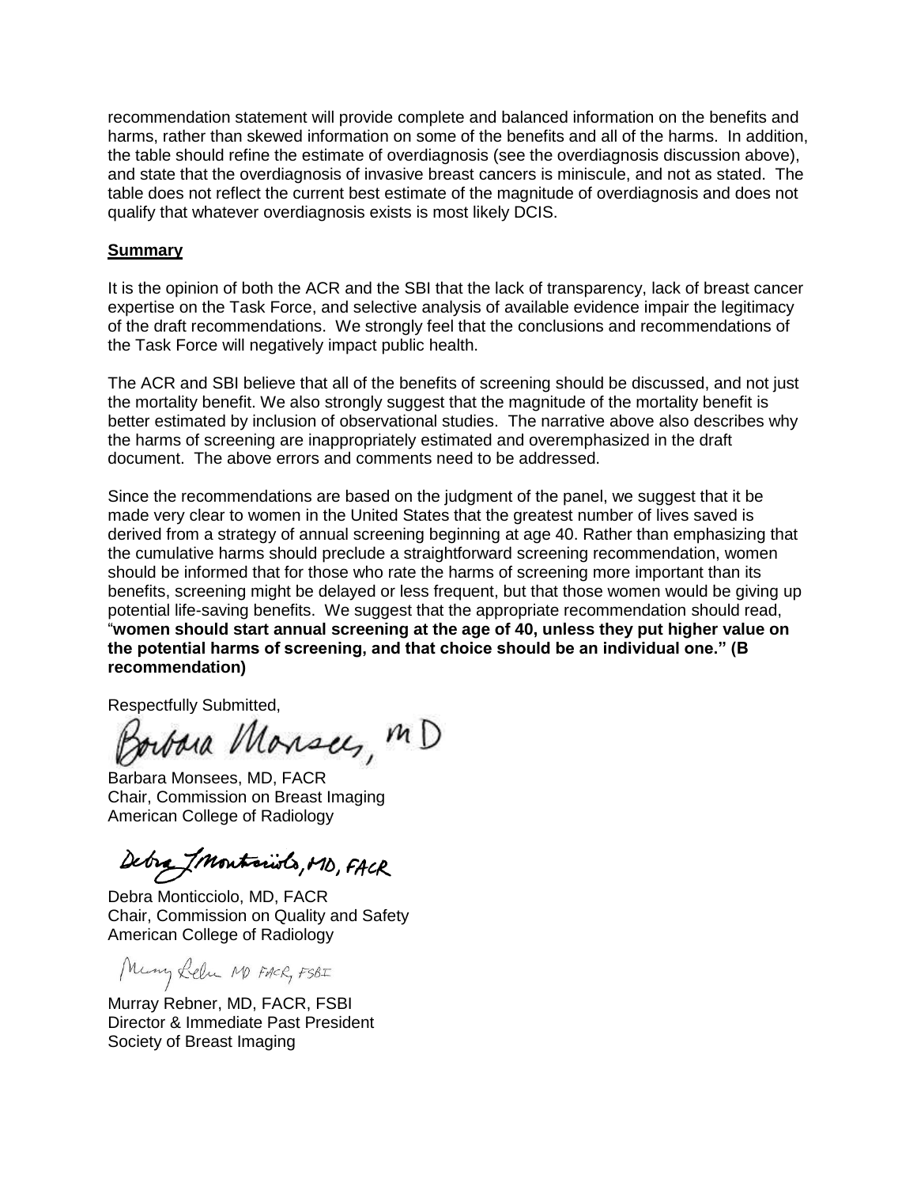recommendation statement will provide complete and balanced information on the benefits and harms, rather than skewed information on some of the benefits and all of the harms. In addition, the table should refine the estimate of overdiagnosis (see the overdiagnosis discussion above), and state that the overdiagnosis of invasive breast cancers is miniscule, and not as stated. The table does not reflect the current best estimate of the magnitude of overdiagnosis and does not qualify that whatever overdiagnosis exists is most likely DCIS.

**Summary**

It is the opinion of both the ACR and the SBI that the lack of transparency, lack of breast cancer expertise on the Task Force, and selective analysis of available evidence impair the legitimacy of the draft recommendations. We strongly feel that the conclusions and recommendations of the Task Force will negatively impact public health.

The ACR and SBI believe that all of the benefits of screening should be discussed, and not just the mortality benefit. We also strongly suggest that the magnitude of the mortality benefit is better estimated by inclusion of observational studies. The narrative above also describes why the harms of screening are inappropriately estimated and overemphasized in the draft document. The above errors and comments need to be addressed.

Since the recommendations are based on the judgment of the panel, we suggest that it be made very clear to women in the United States that the greatest number of lives saved is derived from a strategy of annual screening beginning at age 40. Rather than emphasizing that the cumulative harms should preclude a straightforward screening recommendation, women should be informed that for those who rate the harms of screening more important than its benefits, screening might be delayed or less frequent, but that those women would be giving up potential life-saving benefits. We suggest that the appropriate recommendation should read, "**women should start annual screening at the age of 40, unless they put higher value on the potential harms of screening, and that choice should be an individual one." (B recommendation)**

Respectfully Submitted,

Barbara Monsees, MD

Barbara Monsees, MD, FACR
Chair, Commission on Breast Imaging
American College of Radiology

Debra L Monticciolo, MD, FACR

Debra Monticciolo, MD, FACR
Chair, Commission on Quality and Safety
American College of Radiology

Murray Rebner MD FACR, FSBI

Murray Rebner, MD, FACR, FSBI
Director & Immediate Past President
Society of Breast Imaging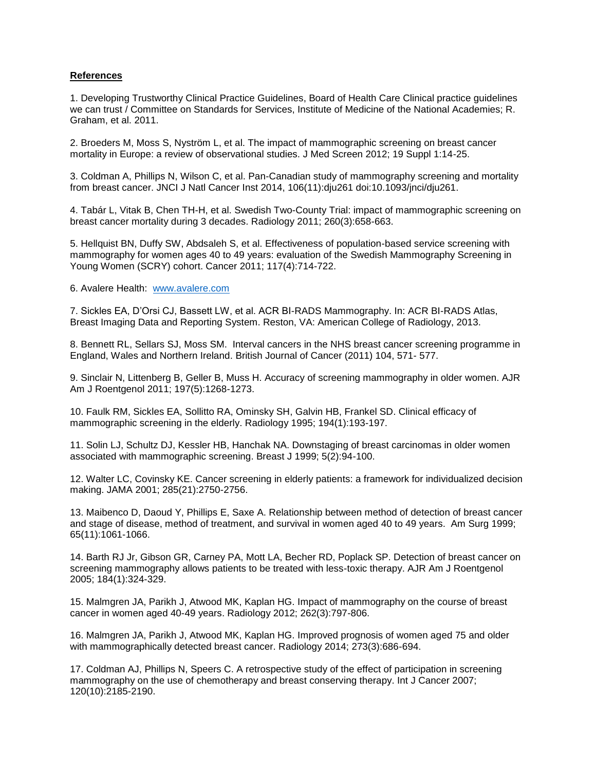**References**

1. Developing Trustworthy Clinical Practice Guidelines, Board of Health Care Clinical practice guidelines we can trust / Committee on Standards for Services, Institute of Medicine of the National Academies; R. Graham, et al. 2011.

2. Broeders M, Moss S, Nyström L, et al. The impact of mammographic screening on breast cancer mortality in Europe: a review of observational studies. J Med Screen 2012; 19 Suppl 1:14-25.

3. Coldman A, Phillips N, Wilson C, et al. Pan-Canadian study of mammography screening and mortality from breast cancer. JNCI J Natl Cancer Inst 2014, 106(11):dju261 doi:10.1093/jnci/dju261.

4. Tabár L, Vitak B, Chen TH-H, et al. Swedish Two-County Trial: impact of mammographic screening on breast cancer mortality during 3 decades. Radiology 2011; 260(3):658-663.

5. Hellquist BN, Duffy SW, Abdsaleh S, et al. Effectiveness of population-based service screening with mammography for women ages 40 to 49 years: evaluation of the Swedish Mammography Screening in Young Women (SCRY) cohort. Cancer 2011; 117(4):714-722.

6. Avalere Health: www.avalere.com

7. Sickles EA, D'Orsi CJ, Bassett LW, et al. ACR BI-RADS Mammography. In: ACR BI-RADS Atlas, Breast Imaging Data and Reporting System. Reston, VA: American College of Radiology, 2013.

8. Bennett RL, Sellars SJ, Moss SM. Interval cancers in the NHS breast cancer screening programme in England, Wales and Northern Ireland. British Journal of Cancer (2011) 104, 571- 577.

9. Sinclair N, Littenberg B, Geller B, Muss H. Accuracy of screening mammography in older women. AJR Am J Roentgenol 2011; 197(5):1268-1273.

10. Faulk RM, Sickles EA, Sollitto RA, Ominsky SH, Galvin HB, Frankel SD. Clinical efficacy of mammographic screening in the elderly. Radiology 1995; 194(1):193-197.

11. Solin LJ, Schultz DJ, Kessler HB, Hanchak NA. Downstaging of breast carcinomas in older women associated with mammographic screening. Breast J 1999; 5(2):94-100.

12. Walter LC, Covinsky KE. Cancer screening in elderly patients: a framework for individualized decision making. JAMA 2001; 285(21):2750-2756.

13. Maibenco D, Daoud Y, Phillips E, Saxe A. Relationship between method of detection of breast cancer and stage of disease, method of treatment, and survival in women aged 40 to 49 years. Am Surg 1999; 65(11):1061-1066.

14. Barth RJ Jr, Gibson GR, Carney PA, Mott LA, Becher RD, Poplack SP. Detection of breast cancer on screening mammography allows patients to be treated with less-toxic therapy. AJR Am J Roentgenol 2005; 184(1):324-329.

15. Malmgren JA, Parikh J, Atwood MK, Kaplan HG. Impact of mammography on the course of breast cancer in women aged 40-49 years. Radiology 2012; 262(3):797-806.

16. Malmgren JA, Parikh J, Atwood MK, Kaplan HG. Improved prognosis of women aged 75 and older with mammographically detected breast cancer. Radiology 2014; 273(3):686-694.

17. Coldman AJ, Phillips N, Speers C. A retrospective study of the effect of participation in screening mammography on the use of chemotherapy and breast conserving therapy. Int J Cancer 2007; 120(10):2185-2190.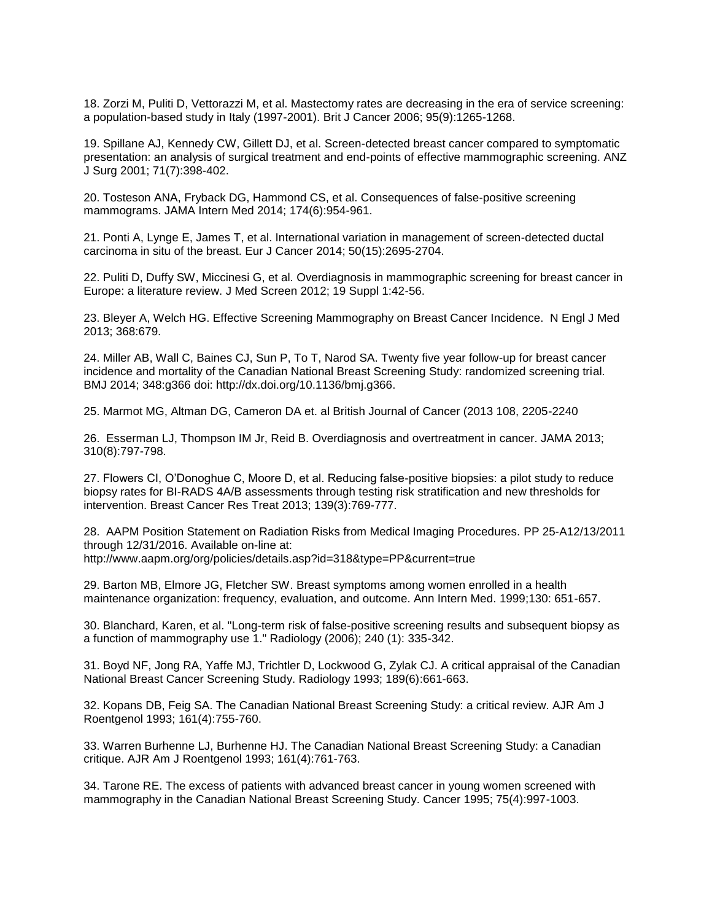18. Zorzi M, Puliti D, Vettorazzi M, et al. Mastectomy rates are decreasing in the era of service screening: a population-based study in Italy (1997-2001). Brit J Cancer 2006; 95(9):1265-1268.

19. Spillane AJ, Kennedy CW, Gillett DJ, et al. Screen-detected breast cancer compared to symptomatic presentation: an analysis of surgical treatment and end-points of effective mammographic screening. ANZ J Surg 2001; 71(7):398-402.

20. Tosteson ANA, Fryback DG, Hammond CS, et al. Consequences of false-positive screening mammograms. JAMA Intern Med 2014; 174(6):954-961.

21. Ponti A, Lynge E, James T, et al. International variation in management of screen-detected ductal carcinoma in situ of the breast. Eur J Cancer 2014; 50(15):2695-2704.

22. Puliti D, Duffy SW, Miccinesi G, et al. Overdiagnosis in mammographic screening for breast cancer in Europe: a literature review. J Med Screen 2012; 19 Suppl 1:42-56.

23. Bleyer A, Welch HG. Effective Screening Mammography on Breast Cancer Incidence. N Engl J Med 2013; 368:679.

24. Miller AB, Wall C, Baines CJ, Sun P, To T, Narod SA. Twenty five year follow-up for breast cancer incidence and mortality of the Canadian National Breast Screening Study: randomized screening trial. BMJ 2014; 348:g366 doi: http://dx.doi.org/10.1136/bmj.g366.

25. Marmot MG, Altman DG, Cameron DA et. al British Journal of Cancer (2013 108, 2205-2240

26. Esserman LJ, Thompson IM Jr, Reid B. Overdiagnosis and overtreatment in cancer. JAMA 2013; 310(8):797-798.

27. Flowers CI, O'Donoghue C, Moore D, et al. Reducing false-positive biopsies: a pilot study to reduce biopsy rates for BI-RADS 4A/B assessments through testing risk stratification and new thresholds for intervention. Breast Cancer Res Treat 2013; 139(3):769-777.

28. AAPM Position Statement on Radiation Risks from Medical Imaging Procedures. PP 25-A12/13/2011 through 12/31/2016. Available on-line at: http://www.aapm.org/org/policies/details.asp?id=318&type=PP&current=true

29. Barton MB, Elmore JG, Fletcher SW. Breast symptoms among women enrolled in a health maintenance organization: frequency, evaluation, and outcome. Ann Intern Med. 1999;130: 651-657.

30. Blanchard, Karen, et al. "Long-term risk of false-positive screening results and subsequent biopsy as a function of mammography use 1." Radiology (2006); 240 (1): 335-342.

31. Boyd NF, Jong RA, Yaffe MJ, Trichtler D, Lockwood G, Zylak CJ. A critical appraisal of the Canadian National Breast Cancer Screening Study. Radiology 1993; 189(6):661-663.

32. Kopans DB, Feig SA. The Canadian National Breast Screening Study: a critical review. AJR Am J Roentgenol 1993; 161(4):755-760.

33. Warren Burhenne LJ, Burhenne HJ. The Canadian National Breast Screening Study: a Canadian critique. AJR Am J Roentgenol 1993; 161(4):761-763.

34. Tarone RE. The excess of patients with advanced breast cancer in young women screened with mammography in the Canadian National Breast Screening Study. Cancer 1995; 75(4):997-1003.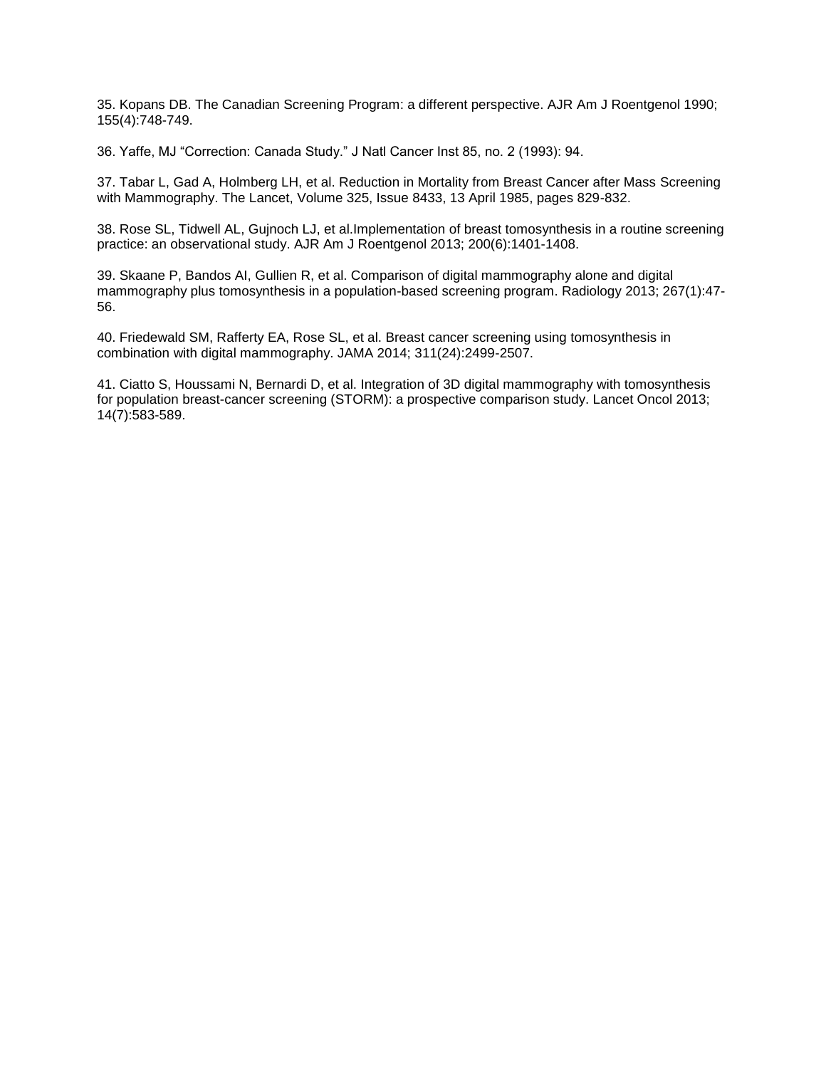35. Kopans DB. The Canadian Screening Program: a different perspective. AJR Am J Roentgenol 1990; 155(4):748-749.

36. Yaffe, MJ “Correction: Canada Study.” J Natl Cancer Inst 85, no. 2 (1993): 94.

37. Tabar L, Gad A, Holmberg LH, et al. Reduction in Mortality from Breast Cancer after Mass Screening with Mammography. The Lancet, Volume 325, Issue 8433, 13 April 1985, pages 829-832.

38. Rose SL, Tidwell AL, Gujnoch LJ, et al.Implementation of breast tomosynthesis in a routine screening practice: an observational study. AJR Am J Roentgenol 2013; 200(6):1401-1408.

39. Skaane P, Bandos AI, Gullien R, et al. Comparison of digital mammography alone and digital mammography plus tomosynthesis in a population-based screening program. Radiology 2013; 267(1):47-56.

40. Friedewald SM, Rafferty EA, Rose SL, et al. Breast cancer screening using tomosynthesis in combination with digital mammography. JAMA 2014; 311(24):2499-2507.

41. Ciatto S, Houssami N, Bernardi D, et al. Integration of 3D digital mammography with tomosynthesis for population breast-cancer screening (STORM): a prospective comparison study. Lancet Oncol 2013; 14(7):583-589.